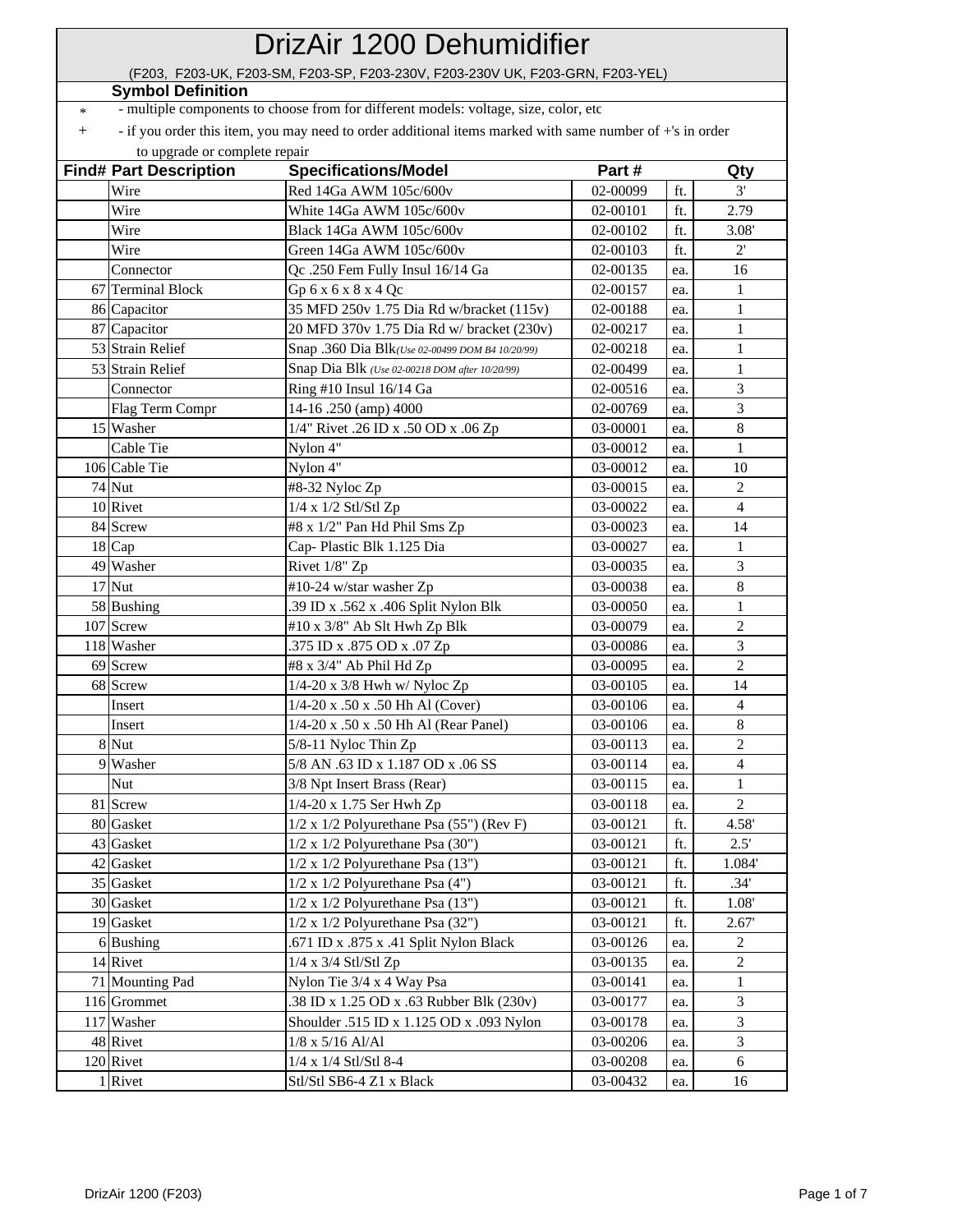# DrizAir 1200 Dehumidifier

(F203, F203-UK, F203-SM, F203-SP, F203-230V, F203-230V UK, F203-GRN, F203-YEL)

**Symbol Definition**

| | |
|---|---|
| * | - multiple components to choose from for different models: voltage, size, color, etc |
| + | - if you order this item, you may need to order additional items marked with same number of +'s in order to upgrade or complete repair |

| Find# | Part Description | Specifications/Model | Part # | | Qty |
|---|---|---|---|---|---|
| | Wire | Red 14Ga AWM 105c/600v | 02-00099 | ft. | 3' |
| | Wire | White 14Ga AWM 105c/600v | 02-00101 | ft. | 2.79 |
| | Wire | Black 14Ga AWM 105c/600v | 02-00102 | ft. | 3.08' |
| | Wire | Green 14Ga AWM 105c/600v | 02-00103 | ft. | 2' |
| | Connector | Qc .250 Fem Fully Insul 16/14 Ga | 02-00135 | ea. | 16 |
| 67 | Terminal Block | Gp 6 x 6 x 8 x 4 Qc | 02-00157 | ea. | 1 |
| 86 | Capacitor | 35 MFD 250v 1.75 Dia Rd w/bracket (115v) | 02-00188 | ea. | 1 |
| 87 | Capacitor | 20 MFD 370v 1.75 Dia Rd w/ bracket (230v) | 02-00217 | ea. | 1 |
| 53 | Strain Relief | Snap .360 Dia Blk *(Use 02-00499 DOM B4 10/20/99)* | 02-00218 | ea. | 1 |
| 53 | Strain Relief | Snap Dia Blk *(Use 02-00218 DOM after 10/20/99)* | 02-00499 | ea. | 1 |
| | Connector | Ring #10 Insul 16/14 Ga | 02-00516 | ea. | 3 |
| | Flag Term Compr | 14-16 .250 (amp) 4000 | 02-00769 | ea. | 3 |
| 15 | Washer | 1/4" Rivet .26 ID x .50 OD x .06 Zp | 03-00001 | ea. | 8 |
| | Cable Tie | Nylon 4" | 03-00012 | ea. | 1 |
| 106 | Cable Tie | Nylon 4" | 03-00012 | ea. | 10 |
| 74 | Nut | #8-32 Nyloc Zp | 03-00015 | ea. | 2 |
| 10 | Rivet | 1/4 x 1/2 Stl/Stl Zp | 03-00022 | ea. | 4 |
| 84 | Screw | #8 x 1/2" Pan Hd Phil Sms Zp | 03-00023 | ea. | 14 |
| 18 | Cap | Cap- Plastic Blk 1.125 Dia | 03-00027 | ea. | 1 |
| 49 | Washer | Rivet 1/8" Zp | 03-00035 | ea. | 3 |
| 17 | Nut | #10-24 w/star washer Zp | 03-00038 | ea. | 8 |
| 58 | Bushing | .39 ID x .562 x .406 Split Nylon Blk | 03-00050 | ea. | 1 |
| 107 | Screw | #10 x 3/8" Ab Slt Hwh Zp Blk | 03-00079 | ea. | 2 |
| 118 | Washer | .375 ID x .875 OD x .07 Zp | 03-00086 | ea. | 3 |
| 69 | Screw | #8 x 3/4" Ab Phil Hd Zp | 03-00095 | ea. | 2 |
| 68 | Screw | 1/4-20 x 3/8 Hwh w/ Nyloc Zp | 03-00105 | ea. | 14 |
| | Insert | 1/4-20 x .50 x .50 Hh Al (Cover) | 03-00106 | ea. | 4 |
| | Insert | 1/4-20 x .50 x .50 Hh Al (Rear Panel) | 03-00106 | ea. | 8 |
| 8 | Nut | 5/8-11 Nyloc Thin Zp | 03-00113 | ea. | 2 |
| 9 | Washer | 5/8 AN .63 ID x 1.187 OD x .06 SS | 03-00114 | ea. | 4 |
| | Nut | 3/8 Npt Insert Brass (Rear) | 03-00115 | ea. | 1 |
| 81 | Screw | 1/4-20 x 1.75 Ser Hwh Zp | 03-00118 | ea. | 2 |
| 80 | Gasket | 1/2 x 1/2 Polyurethane Psa (55") (Rev F) | 03-00121 | ft. | 4.58' |
| 43 | Gasket | 1/2 x 1/2 Polyurethane Psa (30") | 03-00121 | ft. | 2.5' |
| 42 | Gasket | 1/2 x 1/2 Polyurethane Psa (13") | 03-00121 | ft. | 1.084' |
| 35 | Gasket | 1/2 x 1/2 Polyurethane Psa (4") | 03-00121 | ft. | .34' |
| 30 | Gasket | 1/2 x 1/2 Polyurethane Psa (13") | 03-00121 | ft. | 1.08' |
| 19 | Gasket | 1/2 x 1/2 Polyurethane Psa (32") | 03-00121 | ft. | 2.67' |
| 6 | Bushing | .671 ID x .875 x .41 Split Nylon Black | 03-00126 | ea. | 2 |
| 14 | Rivet | 1/4 x 3/4 Stl/Stl Zp | 03-00135 | ea. | 2 |
| 71 | Mounting Pad | Nylon Tie 3/4 x 4 Way Psa | 03-00141 | ea. | 1 |
| 116 | Grommet | .38 ID x 1.25 OD x .63 Rubber Blk (230v) | 03-00177 | ea. | 3 |
| 117 | Washer | Shoulder .515 ID x 1.125 OD x .093 Nylon | 03-00178 | ea. | 3 |
| 48 | Rivet | 1/8 x 5/16 Al/Al | 03-00206 | ea. | 3 |
| 120 | Rivet | 1/4 x 1/4 Stl/Stl 8-4 | 03-00208 | ea. | 6 |
| 1 | Rivet | Stl/Stl SB6-4 Z1 x Black | 03-00432 | ea. | 16 |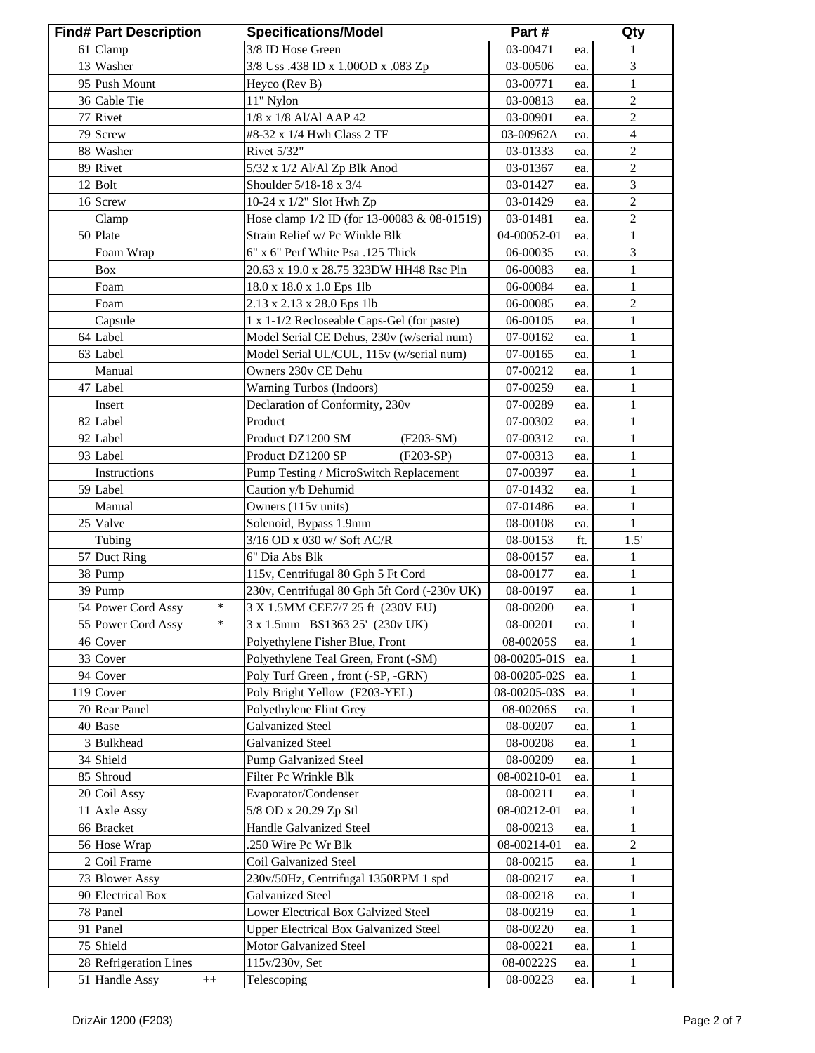| Find# | Part Description | Specifications/Model | Part # | | Qty |
|---|---|---|---|---|---|
| 61 | Clamp | 3/8 ID Hose Green | 03-00471 | ea. | 1 |
| 13 | Washer | 3/8 Uss .438 ID x 1.00OD x .083 Zp | 03-00506 | ea. | 3 |
| 95 | Push Mount | Heyco (Rev B) | 03-00771 | ea. | 1 |
| 36 | Cable Tie | 11" Nylon | 03-00813 | ea. | 2 |
| 77 | Rivet | 1/8 x 1/8 Al/Al AAP 42 | 03-00901 | ea. | 2 |
| 79 | Screw | #8-32 x 1/4 Hwh Class 2 TF | 03-00962A | ea. | 4 |
| 88 | Washer | Rivet 5/32" | 03-01333 | ea. | 2 |
| 89 | Rivet | 5/32 x 1/2 Al/Al Zp Blk Anod | 03-01367 | ea. | 2 |
| 12 | Bolt | Shoulder 5/18-18 x 3/4 | 03-01427 | ea. | 3 |
| 16 | Screw | 10-24 x 1/2" Slot Hwh Zp | 03-01429 | ea. | 2 |
| | Clamp | Hose clamp 1/2 ID (for 13-00083 & 08-01519) | 03-01481 | ea. | 2 |
| 50 | Plate | Strain Relief w/ Pc Winkle Blk | 04-00052-01 | ea. | 1 |
| | Foam Wrap | 6" x 6" Perf White Psa .125 Thick | 06-00035 | ea. | 3 |
| | Box | 20.63 x 19.0 x 28.75 323DW HH48 Rsc Pln | 06-00083 | ea. | 1 |
| | Foam | 18.0 x 18.0 x 1.0 Eps 1lb | 06-00084 | ea. | 1 |
| | Foam | 2.13 x 2.13 x 28.0 Eps 1lb | 06-00085 | ea. | 2 |
| | Capsule | 1 x 1-1/2 Recloseable Caps-Gel (for paste) | 06-00105 | ea. | 1 |
| 64 | Label | Model Serial CE Dehus, 230v (w/serial num) | 07-00162 | ea. | 1 |
| 63 | Label | Model Serial UL/CUL, 115v (w/serial num) | 07-00165 | ea. | 1 |
| | Manual | Owners 230v CE Dehu | 07-00212 | ea. | 1 |
| 47 | Label | Warning Turbos (Indoors) | 07-00259 | ea. | 1 |
| | Insert | Declaration of Conformity, 230v | 07-00289 | ea. | 1 |
| 82 | Label | Product | 07-00302 | ea. | 1 |
| 92 | Label | Product DZ1200 SM (F203-SM) | 07-00312 | ea. | 1 |
| 93 | Label | Product DZ1200 SP (F203-SP) | 07-00313 | ea. | 1 |
| | Instructions | Pump Testing / MicroSwitch Replacement | 07-00397 | ea. | 1 |
| 59 | Label | Caution y/b Dehumid | 07-01432 | ea. | 1 |
| | Manual | Owners (115v units) | 07-01486 | ea. | 1 |
| 25 | Valve | Solenoid, Bypass 1.9mm | 08-00108 | ea. | 1 |
| | Tubing | 3/16 OD x 030 w/ Soft AC/R | 08-00153 | ft. | 1.5' |
| 57 | Duct Ring | 6" Dia Abs Blk | 08-00157 | ea. | 1 |
| 38 | Pump | 115v, Centrifugal 80 Gph 5 Ft Cord | 08-00177 | ea. | 1 |
| 39 | Pump | 230v, Centrifugal 80 Gph 5ft Cord (-230v UK) | 08-00197 | ea. | 1 |
| 54 | Power Cord Assy * | 3 X 1.5MM CEE7/7 25 ft (230V EU) | 08-00200 | ea. | 1 |
| 55 | Power Cord Assy * | 3 x 1.5mm BS1363 25' (230v UK) | 08-00201 | ea. | 1 |
| 46 | Cover | Polyethylene Fisher Blue, Front | 08-00205S | ea. | 1 |
| 33 | Cover | Polyethylene Teal Green, Front (-SM) | 08-00205-01S | ea. | 1 |
| 94 | Cover | Poly Turf Green , front (-SP, -GRN) | 08-00205-02S | ea. | 1 |
| 119 | Cover | Poly Bright Yellow (F203-YEL) | 08-00205-03S | ea. | 1 |
| 70 | Rear Panel | Polyethylene Flint Grey | 08-00206S | ea. | 1 |
| 40 | Base | Galvanized Steel | 08-00207 | ea. | 1 |
| 3 | Bulkhead | Galvanized Steel | 08-00208 | ea. | 1 |
| 34 | Shield | Pump Galvanized Steel | 08-00209 | ea. | 1 |
| 85 | Shroud | Filter Pc Wrinkle Blk | 08-00210-01 | ea. | 1 |
| 20 | Coil Assy | Evaporator/Condenser | 08-00211 | ea. | 1 |
| 11 | Axle Assy | 5/8 OD x 20.29 Zp Stl | 08-00212-01 | ea. | 1 |
| 66 | Bracket | Handle Galvanized Steel | 08-00213 | ea. | 1 |
| 56 | Hose Wrap | .250 Wire Pc Wr Blk | 08-00214-01 | ea. | 2 |
| 2 | Coil Frame | Coil Galvanized Steel | 08-00215 | ea. | 1 |
| 73 | Blower Assy | 230v/50Hz, Centrifugal 1350RPM 1 spd | 08-00217 | ea. | 1 |
| 90 | Electrical Box | Galvanized Steel | 08-00218 | ea. | 1 |
| 78 | Panel | Lower Electrical Box Galvized Steel | 08-00219 | ea. | 1 |
| 91 | Panel | Upper Electrical Box Galvanized Steel | 08-00220 | ea. | 1 |
| 75 | Shield | Motor Galvanized Steel | 08-00221 | ea. | 1 |
| 28 | Refrigeration Lines | 115v/230v, Set | 08-00222S | ea. | 1 |
| 51 | Handle Assy ++ | Telescoping | 08-00223 | ea. | 1 |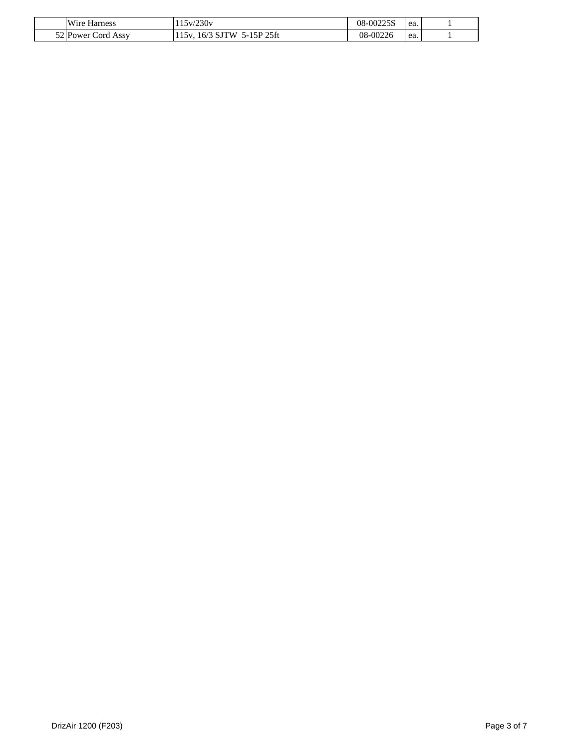| | | | | | |
|---|---|---|---|---|---|
| | Wire Harness | 115v/230v | 08-00225S | ea. | 1 |
| 52 | Power Cord Assy | 115v, 16/3 SJTW 5-15P 25ft | 08-00226 | ea. | 1 |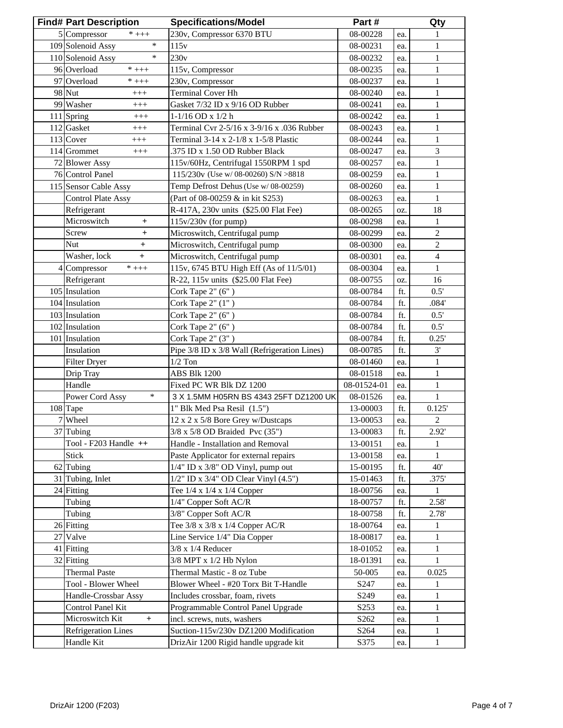| Find# | Part Description | | Specifications/Model | Part # | | Qty |
|---|---|---|---|---|---|---|
| 5 | Compressor | * +++ | 230v, Compressor 6370 BTU | 08-00228 | ea. | 1 |
| 109 | Solenoid Assy | * | 115v | 08-00231 | ea. | 1 |
| 110 | Solenoid Assy | * | 230v | 08-00232 | ea. | 1 |
| 96 | Overload | * +++ | 115v, Compressor | 08-00235 | ea. | 1 |
| 97 | Overload | * +++ | 230v, Compressor | 08-00237 | ea. | 1 |
| 98 | Nut | +++ | Terminal Cover Hh | 08-00240 | ea. | 1 |
| 99 | Washer | +++ | Gasket 7/32 ID x 9/16 OD Rubber | 08-00241 | ea. | 1 |
| 111 | Spring | +++ | 1-1/16 OD x 1/2 h | 08-00242 | ea. | 1 |
| 112 | Gasket | +++ | Terminal Cvr 2-5/16 x 3-9/16 x .036 Rubber | 08-00243 | ea. | 1 |
| 113 | Cover | +++ | Terminal 3-14 x 2-1/8 x 1-5/8 Plastic | 08-00244 | ea. | 1 |
| 114 | Grommet | +++ | .375 ID x 1.50 OD Rubber Black | 08-00247 | ea. | 3 |
| 72 | Blower Assy | | 115v/60Hz, Centrifugal 1550RPM 1 spd | 08-00257 | ea. | 1 |
| 76 | Control Panel | | 115/230v (Use w/ 08-00260) S/N >8818 | 08-00259 | ea. | 1 |
| 115 | Sensor Cable Assy | | Temp Defrost Dehus (Use w/ 08-00259) | 08-00260 | ea. | 1 |
| | Control Plate Assy | | (Part of 08-00259 & in kit S253) | 08-00263 | ea. | 1 |
| | Refrigerant | | R-417A, 230v units ($25.00 Flat Fee) | 08-00265 | oz. | 18 |
| | Microswitch | + | 115v/230v (for pump) | 08-00298 | ea. | 1 |
| | Screw | + | Microswitch, Centrifugal pump | 08-00299 | ea. | 2 |
| | Nut | + | Microswitch, Centrifugal pump | 08-00300 | ea. | 2 |
| | Washer, lock | + | Microswitch, Centrifugal pump | 08-00301 | ea. | 4 |
| 4 | Compressor | * +++ | 115v, 6745 BTU High Eff (As of 11/5/01) | 08-00304 | ea. | 1 |
| | Refrigerant | | R-22, 115v units ($25.00 Flat Fee) | 08-00755 | oz. | 16 |
| 105 | Insulation | | Cork Tape 2" (6" ) | 08-00784 | ft. | 0.5' |
| 104 | Insulation | | Cork Tape 2" (1" ) | 08-00784 | ft. | .084' |
| 103 | Insulation | | Cork Tape 2" (6" ) | 08-00784 | ft. | 0.5' |
| 102 | Insulation | | Cork Tape 2" (6" ) | 08-00784 | ft. | 0.5' |
| 101 | Insulation | | Cork Tape 2" (3" ) | 08-00784 | ft. | 0.25' |
| | Insulation | | Pipe 3/8 ID x 3/8 Wall (Refrigeration Lines) | 08-00785 | ft. | 3' |
| | Filter Dryer | | 1/2 Ton | 08-01460 | ea. | 1 |
| | Drip Tray | | ABS Blk 1200 | 08-01518 | ea. | 1 |
| | Handle | | Fixed PC WR Blk DZ 1200 | 08-01524-01 | ea. | 1 |
| | Power Cord Assy | * | 3 X 1.5MM H05RN BS 4343 25FT DZ1200 UK | 08-01526 | ea. | 1 |
| 108 | Tape | | 1" Blk Med Psa Resil (1.5") | 13-00003 | ft. | 0.125' |
| 7 | Wheel | | 12 x 2 x 5/8 Bore Grey w/Dustcaps | 13-00053 | ea. | 2 |
| 37 | Tubing | | 3/8 x 5/8 OD Braided Pvc (35") | 13-00083 | ft. | 2.92' |
| | Tool - F203 Handle | ++ | Handle - Installation and Removal | 13-00151 | ea. | 1 |
| | Stick | | Paste Applicator for external repairs | 13-00158 | ea. | 1 |
| 62 | Tubing | | 1/4" ID x 3/8" OD Vinyl, pump out | 15-00195 | ft. | 40' |
| 31 | Tubing, Inlet | | 1/2" ID x 3/4" OD Clear Vinyl (4.5") | 15-01463 | ft. | .375' |
| 24 | Fitting | | Tee 1/4 x 1/4 x 1/4 Copper | 18-00756 | ea. | 1 |
| | Tubing | | 1/4" Copper Soft AC/R | 18-00757 | ft. | 2.58' |
| | Tubing | | 3/8" Copper Soft AC/R | 18-00758 | ft. | 2.78' |
| 26 | Fitting | | Tee 3/8 x 3/8 x 1/4 Copper AC/R | 18-00764 | ea. | 1 |
| 27 | Valve | | Line Service 1/4" Dia Copper | 18-00817 | ea. | 1 |
| 41 | Fitting | | 3/8 x 1/4 Reducer | 18-01052 | ea. | 1 |
| 32 | Fitting | | 3/8 MPT x 1/2 Hb Nylon | 18-01391 | ea. | 1 |
| | Thermal Paste | | Thermal Mastic - 8 oz Tube | 50-005 | ea. | 0.025 |
| | Tool - Blower Wheel | | Blower Wheel - #20 Torx Bit T-Handle | S247 | ea. | 1 |
| | Handle-Crossbar Assy | | Includes crossbar, foam, rivets | S249 | ea. | 1 |
| | Control Panel Kit | | Programmable Control Panel Upgrade | S253 | ea. | 1 |
| | Microswitch Kit | + | incl. screws, nuts, washers | S262 | ea. | 1 |
| | Refrigeration Lines | | Suction-115v/230v DZ1200 Modification | S264 | ea. | 1 |
| | Handle Kit | | DrizAir 1200 Rigid handle upgrade kit | S375 | ea. | 1 |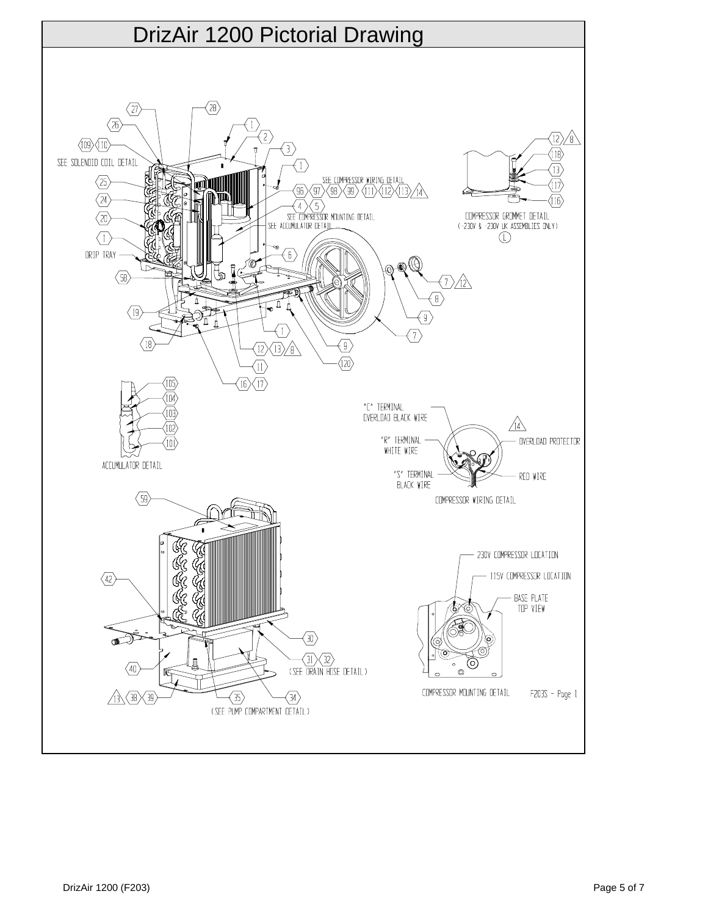# DrizAir 1200 Pictorial Drawing

SEE SOLENOID COIL DETAIL

SEE COMPRESSOR WIRING DETAIL

SEE COMPRESSOR MOUNTING DETAIL

SEE ACCUMULATOR DETAIL

DRIP TRAY

COMPRESSOR GROMMET DETAIL
( -230V & -230V UK ASSEMBLIES ONLY )

ACCUMULATOR DETAIL

"C" TERMINAL
OVERLOAD BLACK WIRE

"R" TERMINAL
WHITE WIRE

"S" TERMINAL
BLACK WIRE

OVERLOAD PROTECTOR

RED WIRE

COMPRESSOR WIRING DETAIL

(SEE DRAIN HOSE DETAIL)

(SEE PUMP COMPARTMENT DETAIL)

230V COMPRESSOR LOCATION

115V COMPRESSOR LOCATION

BASE PLATE
TOP VIEW

COMPRESSOR MOUNTING DETAIL

F203S - Page 1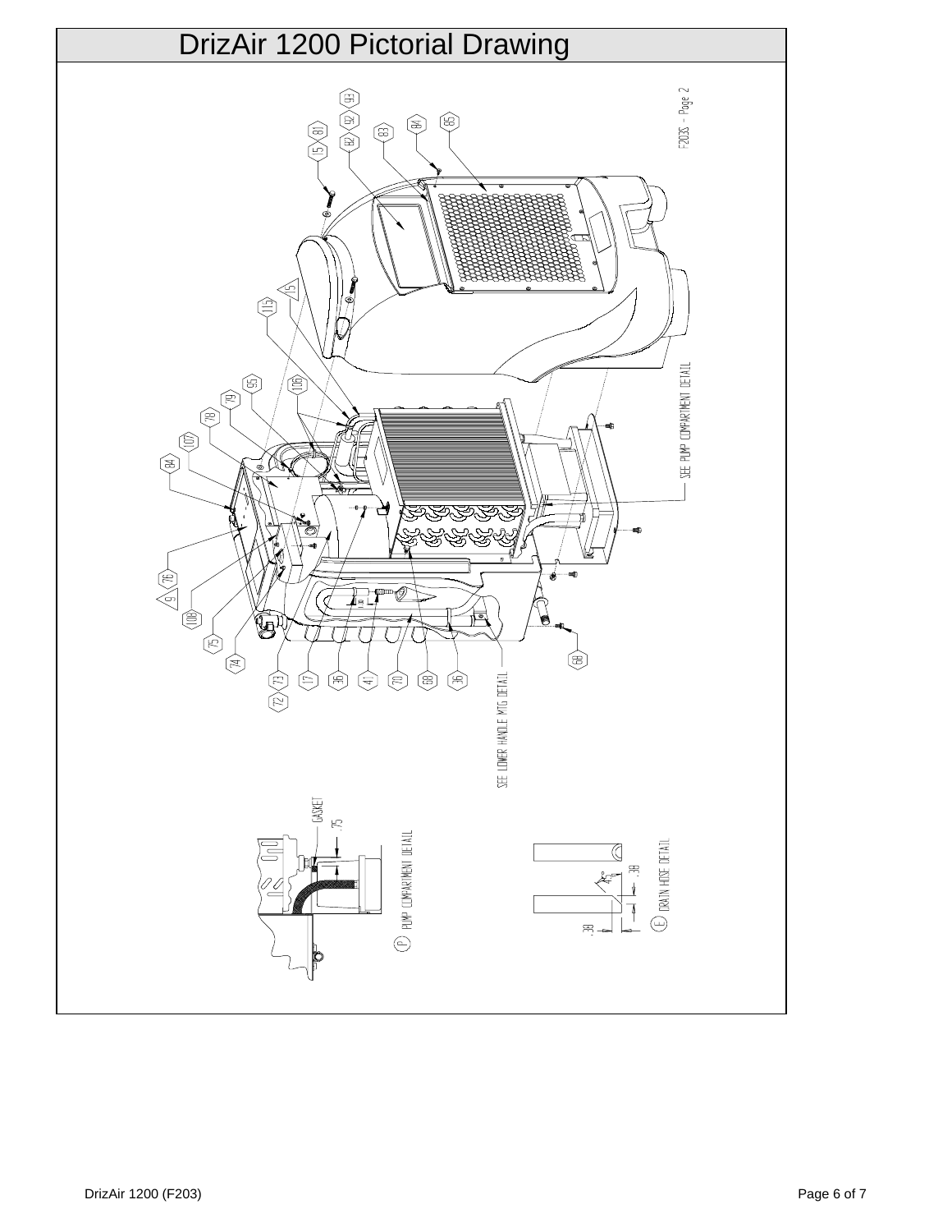# DrizAir 1200 Pictorial Drawing

F203S – Page 2

15, 81, 82, 92, 93, 83, 84, 85, 115, 15, 105, 95, 79, 78, 107, 84, 76, 9, 108, 75, 74, 72, 73, 17, 36, 41, 70, 88, 36, 68

SEE PUMP COMPARTMENT DETAIL

SEE LOWER HANDLE MTG DETAIL

GASKET

.75

P PUMP COMPARTMENT DETAIL

.38

.38

45°

E DRAIN HOSE DETAIL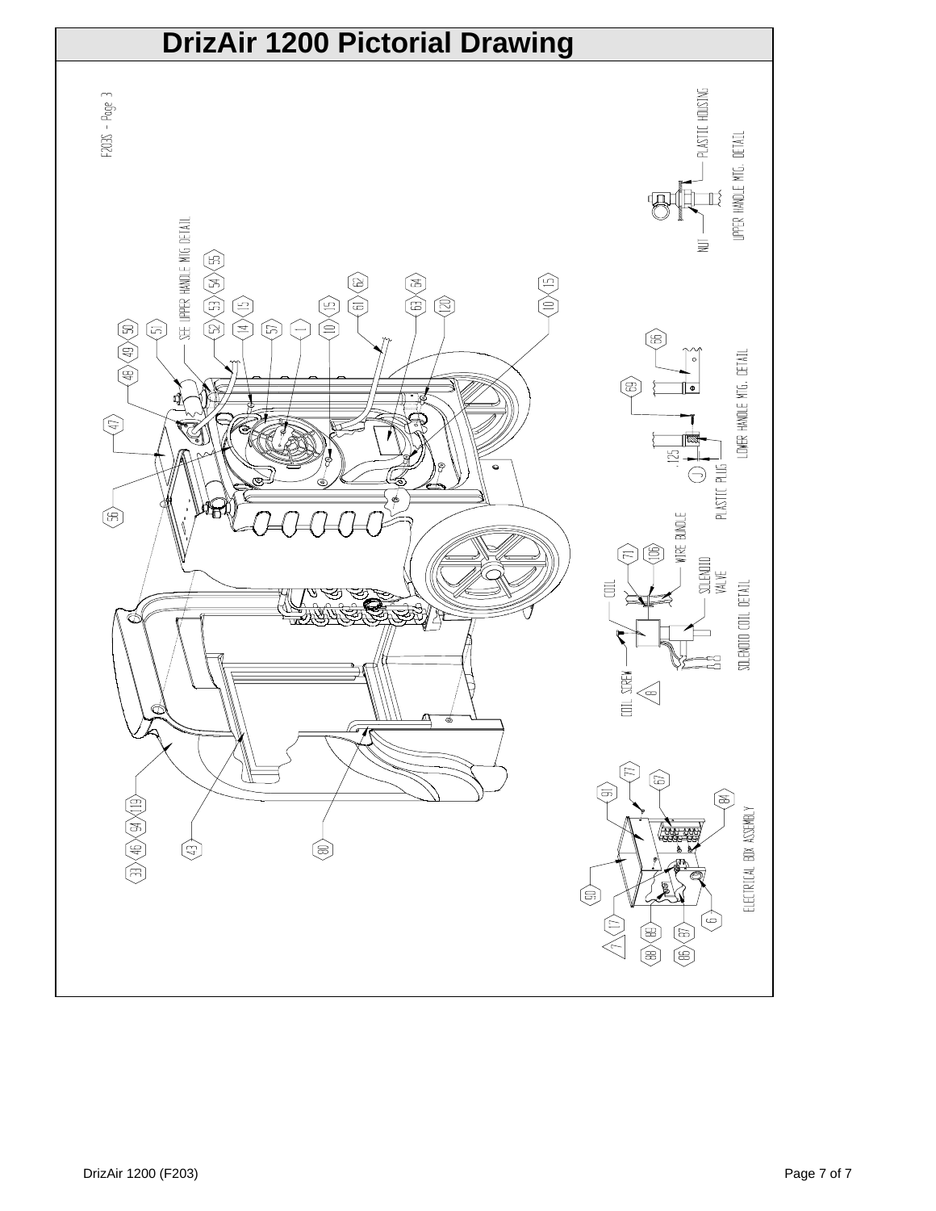# DrizAir 1200 Pictorial Drawing

F203S - Page 3

SEE UPPER HANDLE MTG DETAIL

NUT

PLASTIC HOUSING

UPPER HANDLE MTG. DETAIL

.125

PLASTIC PLUG

LOWER HANDLE MTG. DETAIL

COIL

WIRE BUNDLE

SOLENOID VALVE

COIL SCREW

SOLENOID COIL DETAIL

ELECTRICAL BOX ASSEMBLY

33 46 94 119

43

80

47

48 49 50

51

52 53 54 55

14 15

57

1

10 15

61 62

63 64

120

10 15

56

56

69

71

106

8

77

67

91

84

90

17

7

88 89

86 87

6